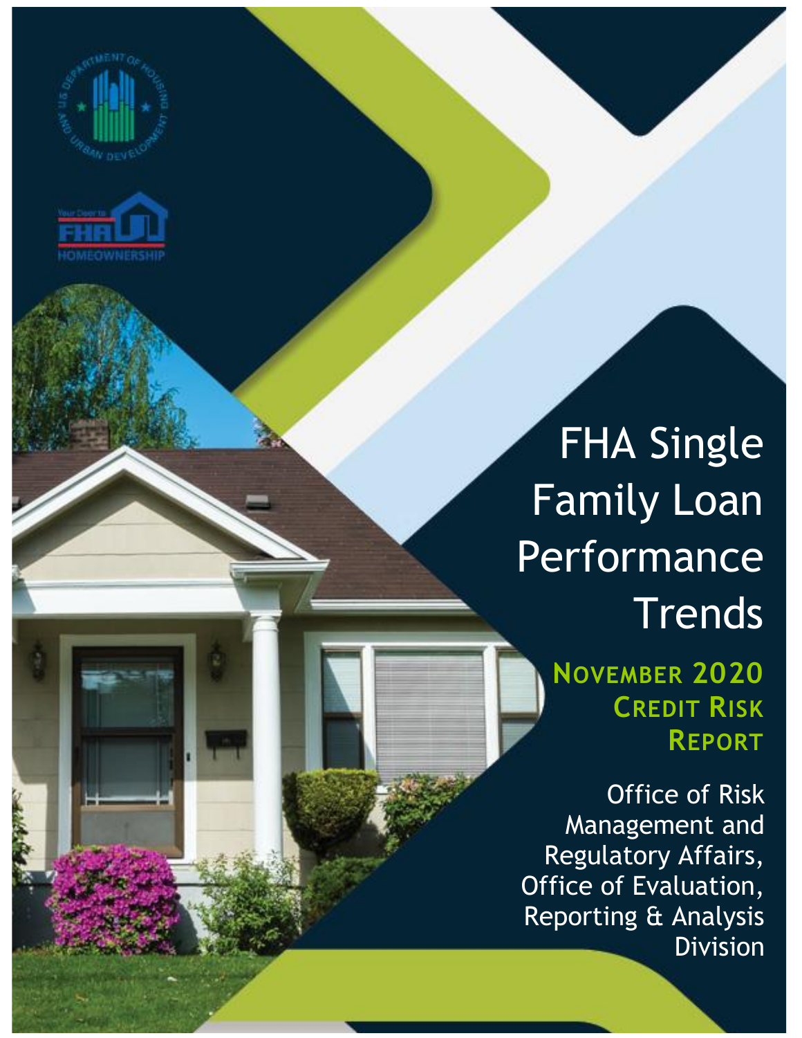# FHA Single Family Loan Performance Trends

## November 2020 Credit Risk Report

Office of Risk Management and Regulatory Affairs, Office of Evaluation, Reporting & Analysis Division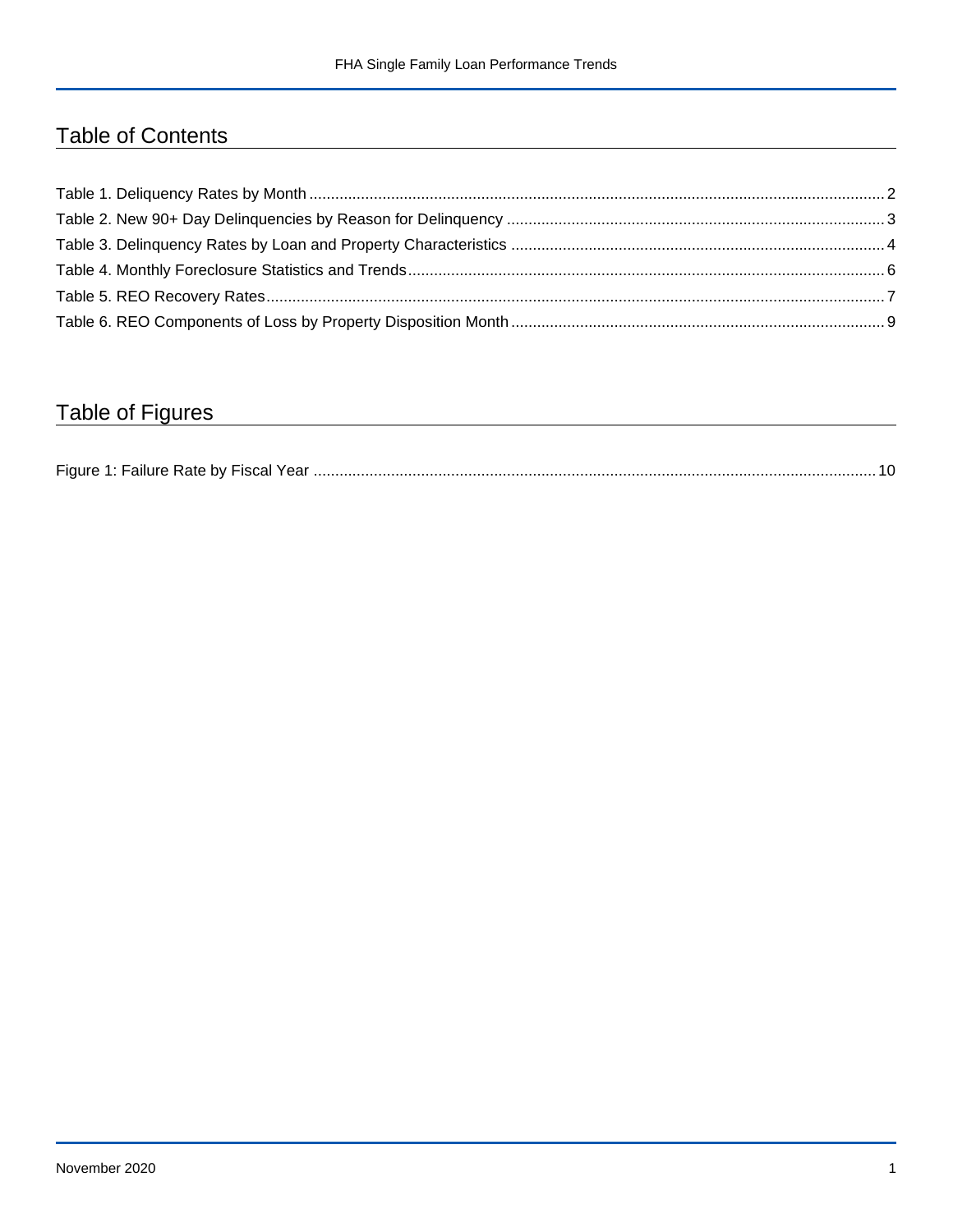## Table of Contents

Table 1. Deliquency Rates by Month ........ 2
Table 2. New 90+ Day Delinquencies by Reason for Delinquency ........ 3
Table 3. Delinquency Rates by Loan and Property Characteristics ........ 4
Table 4. Monthly Foreclosure Statistics and Trends ........ 6
Table 5. REO Recovery Rates ........ 7
Table 6. REO Components of Loss by Property Disposition Month ........ 9

## Table of Figures

Figure 1: Failure Rate by Fiscal Year ........ 10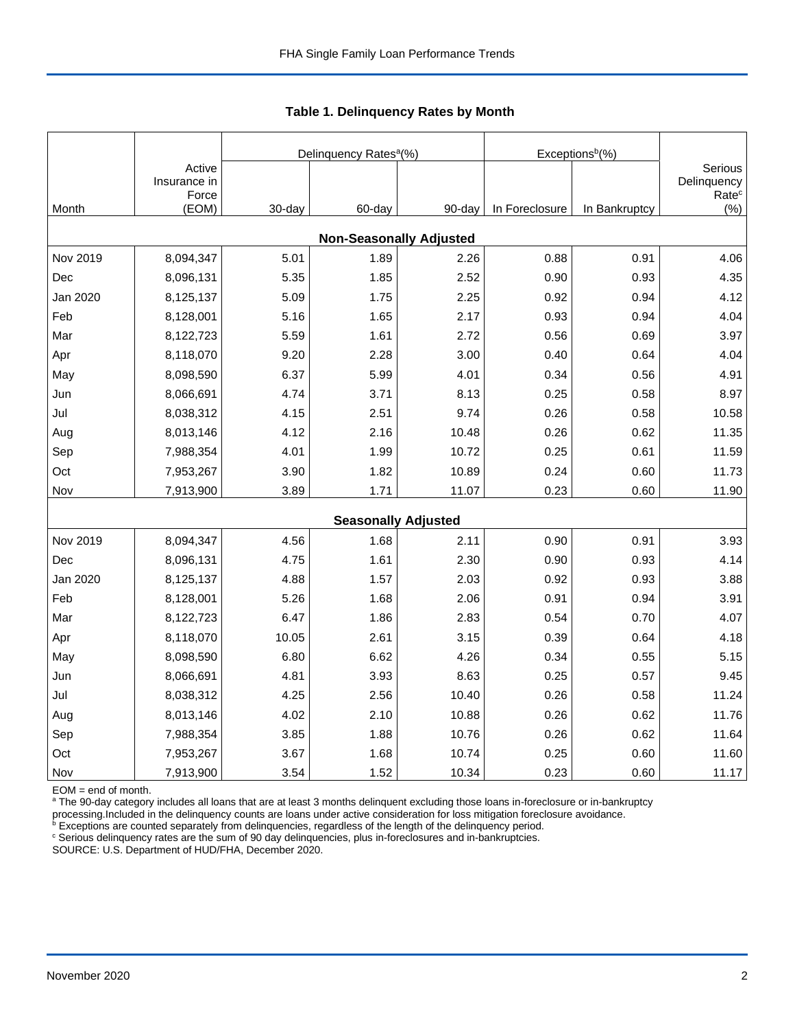## Table 1. Delinquency Rates by Month

| Month | Active Insurance in Force (EOM) | Delinquency Rates[a](%) | | | Exceptions[b](%) | | Serious Delinquency Rate[c] (%) |
|---|---|---|---|---|---|---|---|
| | | 30-day | 60-day | 90-day | In Foreclosure | In Bankruptcy | |
| **Non-Seasonally Adjusted** | | | | | | | |
| Nov 2019 | 8,094,347 | 5.01 | 1.89 | 2.26 | 0.88 | 0.91 | 4.06 |
| Dec | 8,096,131 | 5.35 | 1.85 | 2.52 | 0.90 | 0.93 | 4.35 |
| Jan 2020 | 8,125,137 | 5.09 | 1.75 | 2.25 | 0.92 | 0.94 | 4.12 |
| Feb | 8,128,001 | 5.16 | 1.65 | 2.17 | 0.93 | 0.94 | 4.04 |
| Mar | 8,122,723 | 5.59 | 1.61 | 2.72 | 0.56 | 0.69 | 3.97 |
| Apr | 8,118,070 | 9.20 | 2.28 | 3.00 | 0.40 | 0.64 | 4.04 |
| May | 8,098,590 | 6.37 | 5.99 | 4.01 | 0.34 | 0.56 | 4.91 |
| Jun | 8,066,691 | 4.74 | 3.71 | 8.13 | 0.25 | 0.58 | 8.97 |
| Jul | 8,038,312 | 4.15 | 2.51 | 9.74 | 0.26 | 0.58 | 10.58 |
| Aug | 8,013,146 | 4.12 | 2.16 | 10.48 | 0.26 | 0.62 | 11.35 |
| Sep | 7,988,354 | 4.01 | 1.99 | 10.72 | 0.25 | 0.61 | 11.59 |
| Oct | 7,953,267 | 3.90 | 1.82 | 10.89 | 0.24 | 0.60 | 11.73 |
| Nov | 7,913,900 | 3.89 | 1.71 | 11.07 | 0.23 | 0.60 | 11.90 |
| **Seasonally Adjusted** | | | | | | | |
| Nov 2019 | 8,094,347 | 4.56 | 1.68 | 2.11 | 0.90 | 0.91 | 3.93 |
| Dec | 8,096,131 | 4.75 | 1.61 | 2.30 | 0.90 | 0.93 | 4.14 |
| Jan 2020 | 8,125,137 | 4.88 | 1.57 | 2.03 | 0.92 | 0.93 | 3.88 |
| Feb | 8,128,001 | 5.26 | 1.68 | 2.06 | 0.91 | 0.94 | 3.91 |
| Mar | 8,122,723 | 6.47 | 1.86 | 2.83 | 0.54 | 0.70 | 4.07 |
| Apr | 8,118,070 | 10.05 | 2.61 | 3.15 | 0.39 | 0.64 | 4.18 |
| May | 8,098,590 | 6.80 | 6.62 | 4.26 | 0.34 | 0.55 | 5.15 |
| Jun | 8,066,691 | 4.81 | 3.93 | 8.63 | 0.25 | 0.57 | 9.45 |
| Jul | 8,038,312 | 4.25 | 2.56 | 10.40 | 0.26 | 0.58 | 11.24 |
| Aug | 8,013,146 | 4.02 | 2.10 | 10.88 | 0.26 | 0.62 | 11.76 |
| Sep | 7,988,354 | 3.85 | 1.88 | 10.76 | 0.26 | 0.62 | 11.64 |
| Oct | 7,953,267 | 3.67 | 1.68 | 10.74 | 0.25 | 0.60 | 11.60 |
| Nov | 7,913,900 | 3.54 | 1.52 | 10.34 | 0.23 | 0.60 | 11.17 |

EOM = end of month.

[a] The 90-day category includes all loans that are at least 3 months delinquent excluding those loans in-foreclosure or in-bankruptcy processing.Included in the delinquency counts are loans under active consideration for loss mitigation foreclosure avoidance.

[b] Exceptions are counted separately from delinquencies, regardless of the length of the delinquency period.

[c] Serious delinquency rates are the sum of 90 day delinquencies, plus in-foreclosures and in-bankruptcies.

SOURCE: U.S. Department of HUD/FHA, December 2020.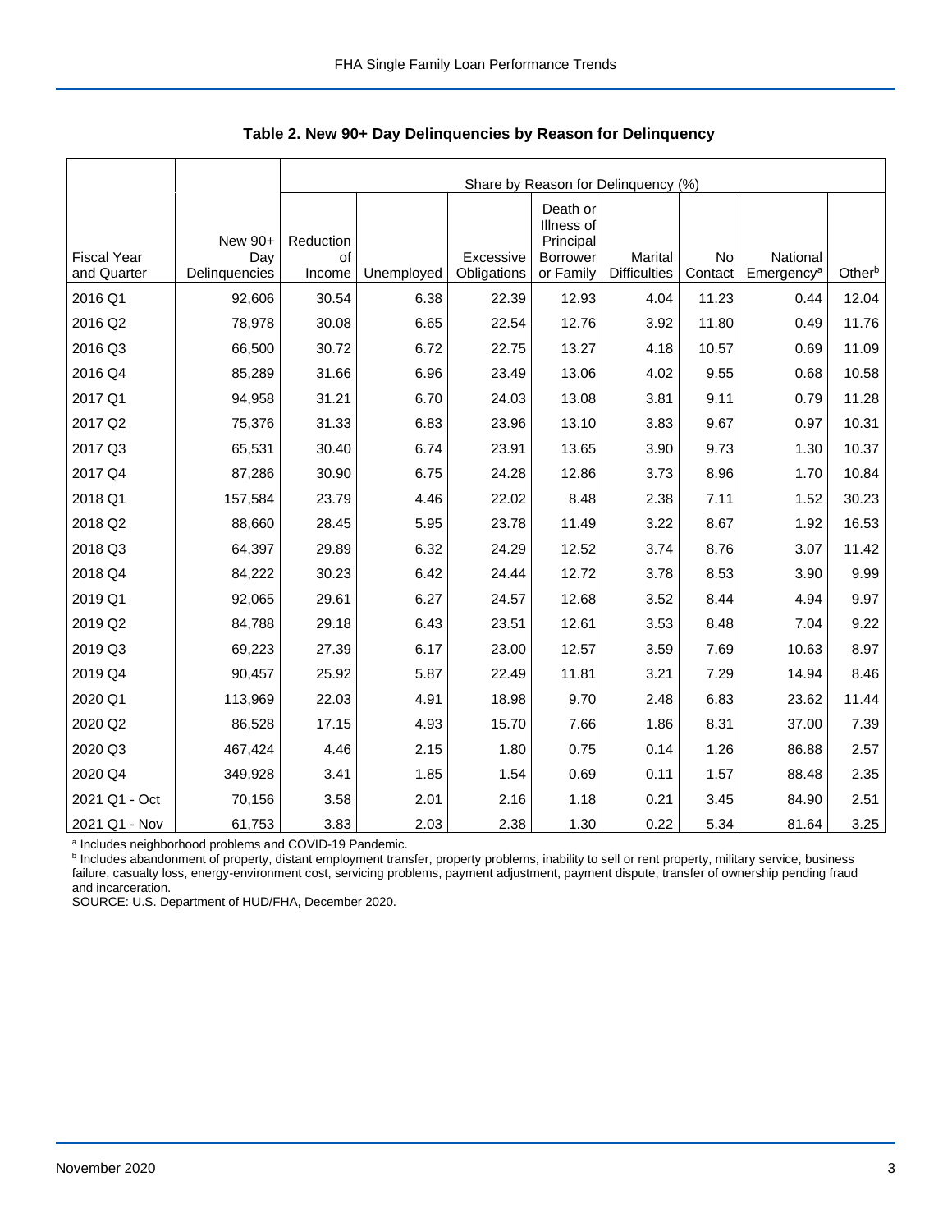**Table 2. New 90+ Day Delinquencies by Reason for Delinquency**

| | | Share by Reason for Delinquency (%) | | | | | | | |
|---|---|---|---|---|---|---|---|---|---|
| Fiscal Year and Quarter | New 90+ Day Delinquencies | Reduction of Income | Unemployed | Excessive Obligations | Death or Illness of Principal Borrower or Family | Marital Difficulties | No Contact | National Emergency[a] | Other[b] |
| 2016 Q1 | 92,606 | 30.54 | 6.38 | 22.39 | 12.93 | 4.04 | 11.23 | 0.44 | 12.04 |
| 2016 Q2 | 78,978 | 30.08 | 6.65 | 22.54 | 12.76 | 3.92 | 11.80 | 0.49 | 11.76 |
| 2016 Q3 | 66,500 | 30.72 | 6.72 | 22.75 | 13.27 | 4.18 | 10.57 | 0.69 | 11.09 |
| 2016 Q4 | 85,289 | 31.66 | 6.96 | 23.49 | 13.06 | 4.02 | 9.55 | 0.68 | 10.58 |
| 2017 Q1 | 94,958 | 31.21 | 6.70 | 24.03 | 13.08 | 3.81 | 9.11 | 0.79 | 11.28 |
| 2017 Q2 | 75,376 | 31.33 | 6.83 | 23.96 | 13.10 | 3.83 | 9.67 | 0.97 | 10.31 |
| 2017 Q3 | 65,531 | 30.40 | 6.74 | 23.91 | 13.65 | 3.90 | 9.73 | 1.30 | 10.37 |
| 2017 Q4 | 87,286 | 30.90 | 6.75 | 24.28 | 12.86 | 3.73 | 8.96 | 1.70 | 10.84 |
| 2018 Q1 | 157,584 | 23.79 | 4.46 | 22.02 | 8.48 | 2.38 | 7.11 | 1.52 | 30.23 |
| 2018 Q2 | 88,660 | 28.45 | 5.95 | 23.78 | 11.49 | 3.22 | 8.67 | 1.92 | 16.53 |
| 2018 Q3 | 64,397 | 29.89 | 6.32 | 24.29 | 12.52 | 3.74 | 8.76 | 3.07 | 11.42 |
| 2018 Q4 | 84,222 | 30.23 | 6.42 | 24.44 | 12.72 | 3.78 | 8.53 | 3.90 | 9.99 |
| 2019 Q1 | 92,065 | 29.61 | 6.27 | 24.57 | 12.68 | 3.52 | 8.44 | 4.94 | 9.97 |
| 2019 Q2 | 84,788 | 29.18 | 6.43 | 23.51 | 12.61 | 3.53 | 8.48 | 7.04 | 9.22 |
| 2019 Q3 | 69,223 | 27.39 | 6.17 | 23.00 | 12.57 | 3.59 | 7.69 | 10.63 | 8.97 |
| 2019 Q4 | 90,457 | 25.92 | 5.87 | 22.49 | 11.81 | 3.21 | 7.29 | 14.94 | 8.46 |
| 2020 Q1 | 113,969 | 22.03 | 4.91 | 18.98 | 9.70 | 2.48 | 6.83 | 23.62 | 11.44 |
| 2020 Q2 | 86,528 | 17.15 | 4.93 | 15.70 | 7.66 | 1.86 | 8.31 | 37.00 | 7.39 |
| 2020 Q3 | 467,424 | 4.46 | 2.15 | 1.80 | 0.75 | 0.14 | 1.26 | 86.88 | 2.57 |
| 2020 Q4 | 349,928 | 3.41 | 1.85 | 1.54 | 0.69 | 0.11 | 1.57 | 88.48 | 2.35 |
| 2021 Q1 - Oct | 70,156 | 3.58 | 2.01 | 2.16 | 1.18 | 0.21 | 3.45 | 84.90 | 2.51 |
| 2021 Q1 - Nov | 61,753 | 3.83 | 2.03 | 2.38 | 1.30 | 0.22 | 5.34 | 81.64 | 3.25 |

[a] Includes neighborhood problems and COVID-19 Pandemic.
[b] Includes abandonment of property, distant employment transfer, property problems, inability to sell or rent property, military service, business failure, casualty loss, energy-environment cost, servicing problems, payment adjustment, payment dispute, transfer of ownership pending fraud and incarceration.
SOURCE: U.S. Department of HUD/FHA, December 2020.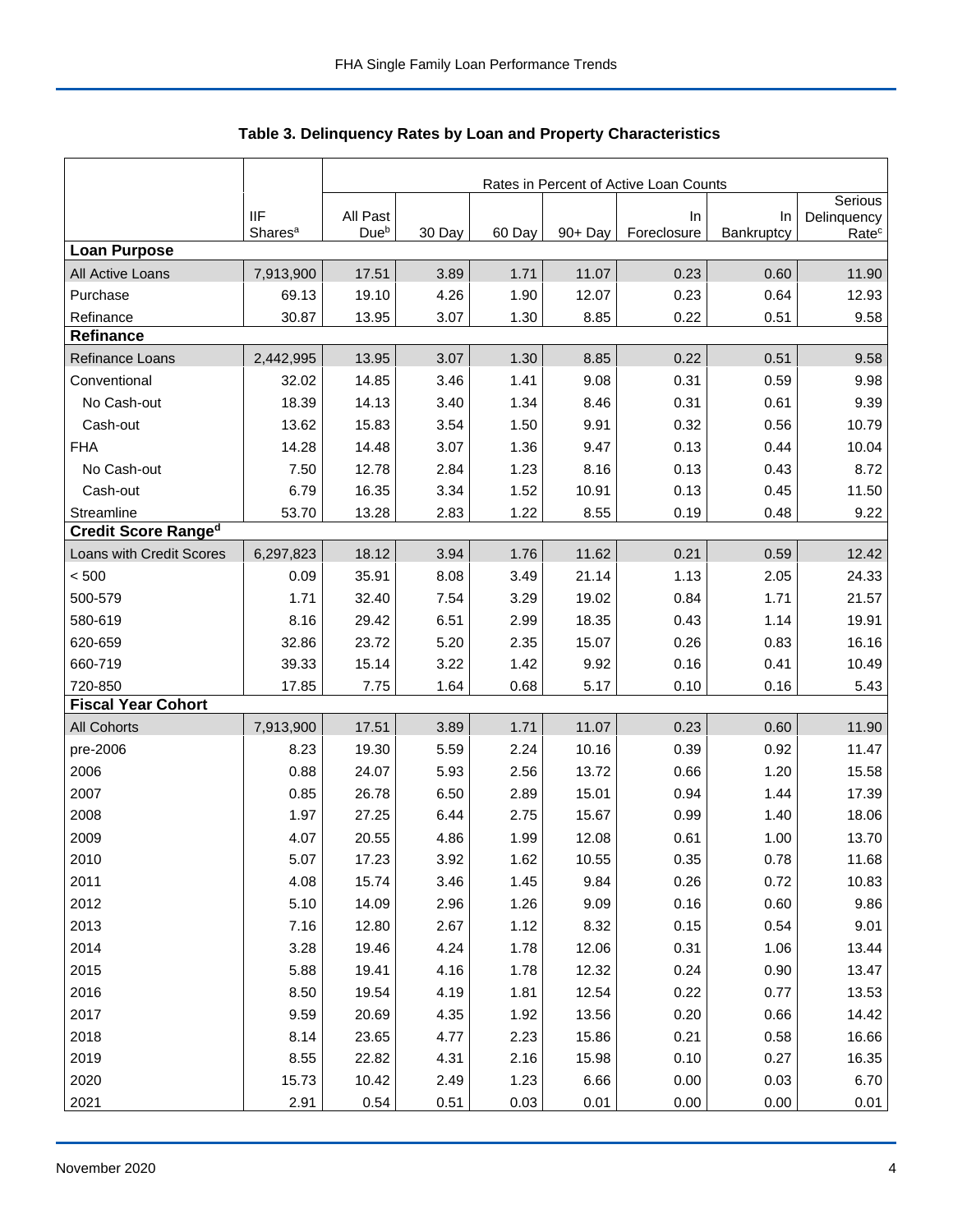## Table 3. Delinquency Rates by Loan and Property Characteristics

| | IIF Shares[a] | Rates in Percent of Active Loan Counts | | | | | | |
|---|---|---|---|---|---|---|---|---|
| | | All Past Due[b] | 30 Day | 60 Day | 90+ Day | In Foreclosure | In Bankruptcy | Serious Delinquency Rate[c] |
| **Loan Purpose** | | | | | | | | |
| All Active Loans | 7,913,900 | 17.51 | 3.89 | 1.71 | 11.07 | 0.23 | 0.60 | 11.90 |
| Purchase | 69.13 | 19.10 | 4.26 | 1.90 | 12.07 | 0.23 | 0.64 | 12.93 |
| Refinance | 30.87 | 13.95 | 3.07 | 1.30 | 8.85 | 0.22 | 0.51 | 9.58 |
| **Refinance** | | | | | | | | |
| Refinance Loans | 2,442,995 | 13.95 | 3.07 | 1.30 | 8.85 | 0.22 | 0.51 | 9.58 |
| Conventional | 32.02 | 14.85 | 3.46 | 1.41 | 9.08 | 0.31 | 0.59 | 9.98 |
| No Cash-out | 18.39 | 14.13 | 3.40 | 1.34 | 8.46 | 0.31 | 0.61 | 9.39 |
| Cash-out | 13.62 | 15.83 | 3.54 | 1.50 | 9.91 | 0.32 | 0.56 | 10.79 |
| FHA | 14.28 | 14.48 | 3.07 | 1.36 | 9.47 | 0.13 | 0.44 | 10.04 |
| No Cash-out | 7.50 | 12.78 | 2.84 | 1.23 | 8.16 | 0.13 | 0.43 | 8.72 |
| Cash-out | 6.79 | 16.35 | 3.34 | 1.52 | 10.91 | 0.13 | 0.45 | 11.50 |
| Streamline | 53.70 | 13.28 | 2.83 | 1.22 | 8.55 | 0.19 | 0.48 | 9.22 |
| **Credit Score Range[d]** | | | | | | | | |
| Loans with Credit Scores | 6,297,823 | 18.12 | 3.94 | 1.76 | 11.62 | 0.21 | 0.59 | 12.42 |
| < 500 | 0.09 | 35.91 | 8.08 | 3.49 | 21.14 | 1.13 | 2.05 | 24.33 |
| 500-579 | 1.71 | 32.40 | 7.54 | 3.29 | 19.02 | 0.84 | 1.71 | 21.57 |
| 580-619 | 8.16 | 29.42 | 6.51 | 2.99 | 18.35 | 0.43 | 1.14 | 19.91 |
| 620-659 | 32.86 | 23.72 | 5.20 | 2.35 | 15.07 | 0.26 | 0.83 | 16.16 |
| 660-719 | 39.33 | 15.14 | 3.22 | 1.42 | 9.92 | 0.16 | 0.41 | 10.49 |
| 720-850 | 17.85 | 7.75 | 1.64 | 0.68 | 5.17 | 0.10 | 0.16 | 5.43 |
| **Fiscal Year Cohort** | | | | | | | | |
| All Cohorts | 7,913,900 | 17.51 | 3.89 | 1.71 | 11.07 | 0.23 | 0.60 | 11.90 |
| pre-2006 | 8.23 | 19.30 | 5.59 | 2.24 | 10.16 | 0.39 | 0.92 | 11.47 |
| 2006 | 0.88 | 24.07 | 5.93 | 2.56 | 13.72 | 0.66 | 1.20 | 15.58 |
| 2007 | 0.85 | 26.78 | 6.50 | 2.89 | 15.01 | 0.94 | 1.44 | 17.39 |
| 2008 | 1.97 | 27.25 | 6.44 | 2.75 | 15.67 | 0.99 | 1.40 | 18.06 |
| 2009 | 4.07 | 20.55 | 4.86 | 1.99 | 12.08 | 0.61 | 1.00 | 13.70 |
| 2010 | 5.07 | 17.23 | 3.92 | 1.62 | 10.55 | 0.35 | 0.78 | 11.68 |
| 2011 | 4.08 | 15.74 | 3.46 | 1.45 | 9.84 | 0.26 | 0.72 | 10.83 |
| 2012 | 5.10 | 14.09 | 2.96 | 1.26 | 9.09 | 0.16 | 0.60 | 9.86 |
| 2013 | 7.16 | 12.80 | 2.67 | 1.12 | 8.32 | 0.15 | 0.54 | 9.01 |
| 2014 | 3.28 | 19.46 | 4.24 | 1.78 | 12.06 | 0.31 | 1.06 | 13.44 |
| 2015 | 5.88 | 19.41 | 4.16 | 1.78 | 12.32 | 0.24 | 0.90 | 13.47 |
| 2016 | 8.50 | 19.54 | 4.19 | 1.81 | 12.54 | 0.22 | 0.77 | 13.53 |
| 2017 | 9.59 | 20.69 | 4.35 | 1.92 | 13.56 | 0.20 | 0.66 | 14.42 |
| 2018 | 8.14 | 23.65 | 4.77 | 2.23 | 15.86 | 0.21 | 0.58 | 16.66 |
| 2019 | 8.55 | 22.82 | 4.31 | 2.16 | 15.98 | 0.10 | 0.27 | 16.35 |
| 2020 | 15.73 | 10.42 | 2.49 | 1.23 | 6.66 | 0.00 | 0.03 | 6.70 |
| 2021 | 2.91 | 0.54 | 0.51 | 0.03 | 0.01 | 0.00 | 0.00 | 0.01 |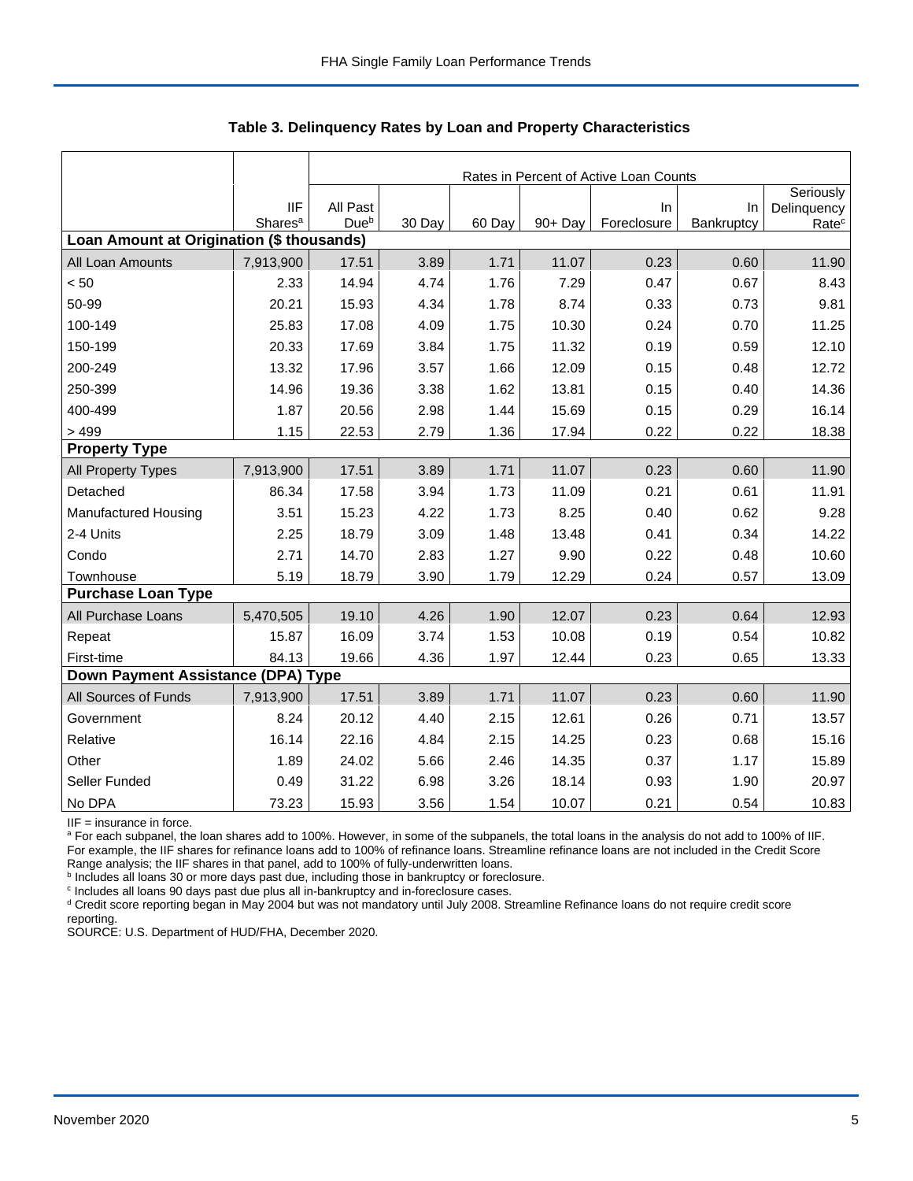## Table 3. Delinquency Rates by Loan and Property Characteristics

| | IIF Shares[a] | All Past Due[b] | 30 Day | 60 Day | 90+ Day | In Foreclosure | In Bankruptcy | Seriously Delinquency Rate[c] |
|---|---|---|---|---|---|---|---|---|
| | | Rates in Percent of Active Loan Counts | | | | | | |
| **Loan Amount at Origination ($ thousands)** | | | | | | | | |
| All Loan Amounts | 7,913,900 | 17.51 | 3.89 | 1.71 | 11.07 | 0.23 | 0.60 | 11.90 |
| < 50 | 2.33 | 14.94 | 4.74 | 1.76 | 7.29 | 0.47 | 0.67 | 8.43 |
| 50-99 | 20.21 | 15.93 | 4.34 | 1.78 | 8.74 | 0.33 | 0.73 | 9.81 |
| 100-149 | 25.83 | 17.08 | 4.09 | 1.75 | 10.30 | 0.24 | 0.70 | 11.25 |
| 150-199 | 20.33 | 17.69 | 3.84 | 1.75 | 11.32 | 0.19 | 0.59 | 12.10 |
| 200-249 | 13.32 | 17.96 | 3.57 | 1.66 | 12.09 | 0.15 | 0.48 | 12.72 |
| 250-399 | 14.96 | 19.36 | 3.38 | 1.62 | 13.81 | 0.15 | 0.40 | 14.36 |
| 400-499 | 1.87 | 20.56 | 2.98 | 1.44 | 15.69 | 0.15 | 0.29 | 16.14 |
| > 499 | 1.15 | 22.53 | 2.79 | 1.36 | 17.94 | 0.22 | 0.22 | 18.38 |
| **Property Type** | | | | | | | | |
| All Property Types | 7,913,900 | 17.51 | 3.89 | 1.71 | 11.07 | 0.23 | 0.60 | 11.90 |
| Detached | 86.34 | 17.58 | 3.94 | 1.73 | 11.09 | 0.21 | 0.61 | 11.91 |
| Manufactured Housing | 3.51 | 15.23 | 4.22 | 1.73 | 8.25 | 0.40 | 0.62 | 9.28 |
| 2-4 Units | 2.25 | 18.79 | 3.09 | 1.48 | 13.48 | 0.41 | 0.34 | 14.22 |
| Condo | 2.71 | 14.70 | 2.83 | 1.27 | 9.90 | 0.22 | 0.48 | 10.60 |
| Townhouse | 5.19 | 18.79 | 3.90 | 1.79 | 12.29 | 0.24 | 0.57 | 13.09 |
| **Purchase Loan Type** | | | | | | | | |
| All Purchase Loans | 5,470,505 | 19.10 | 4.26 | 1.90 | 12.07 | 0.23 | 0.64 | 12.93 |
| Repeat | 15.87 | 16.09 | 3.74 | 1.53 | 10.08 | 0.19 | 0.54 | 10.82 |
| First-time | 84.13 | 19.66 | 4.36 | 1.97 | 12.44 | 0.23 | 0.65 | 13.33 |
| **Down Payment Assistance (DPA) Type** | | | | | | | | |
| All Sources of Funds | 7,913,900 | 17.51 | 3.89 | 1.71 | 11.07 | 0.23 | 0.60 | 11.90 |
| Government | 8.24 | 20.12 | 4.40 | 2.15 | 12.61 | 0.26 | 0.71 | 13.57 |
| Relative | 16.14 | 22.16 | 4.84 | 2.15 | 14.25 | 0.23 | 0.68 | 15.16 |
| Other | 1.89 | 24.02 | 5.66 | 2.46 | 14.35 | 0.37 | 1.17 | 15.89 |
| Seller Funded | 0.49 | 31.22 | 6.98 | 3.26 | 18.14 | 0.93 | 1.90 | 20.97 |
| No DPA | 73.23 | 15.93 | 3.56 | 1.54 | 10.07 | 0.21 | 0.54 | 10.83 |

IIF = insurance in force.

[a] For each subpanel, the loan shares add to 100%. However, in some of the subpanels, the total loans in the analysis do not add to 100% of IIF. For example, the IIF shares for refinance loans add to 100% of refinance loans. Streamline refinance loans are not included in the Credit Score Range analysis; the IIF shares in that panel, add to 100% of fully-underwritten loans.

[b] Includes all loans 30 or more days past due, including those in bankruptcy or foreclosure.

[c] Includes all loans 90 days past due plus all in-bankruptcy and in-foreclosure cases.

[d] Credit score reporting began in May 2004 but was not mandatory until July 2008. Streamline Refinance loans do not require credit score reporting.

SOURCE: U.S. Department of HUD/FHA, December 2020.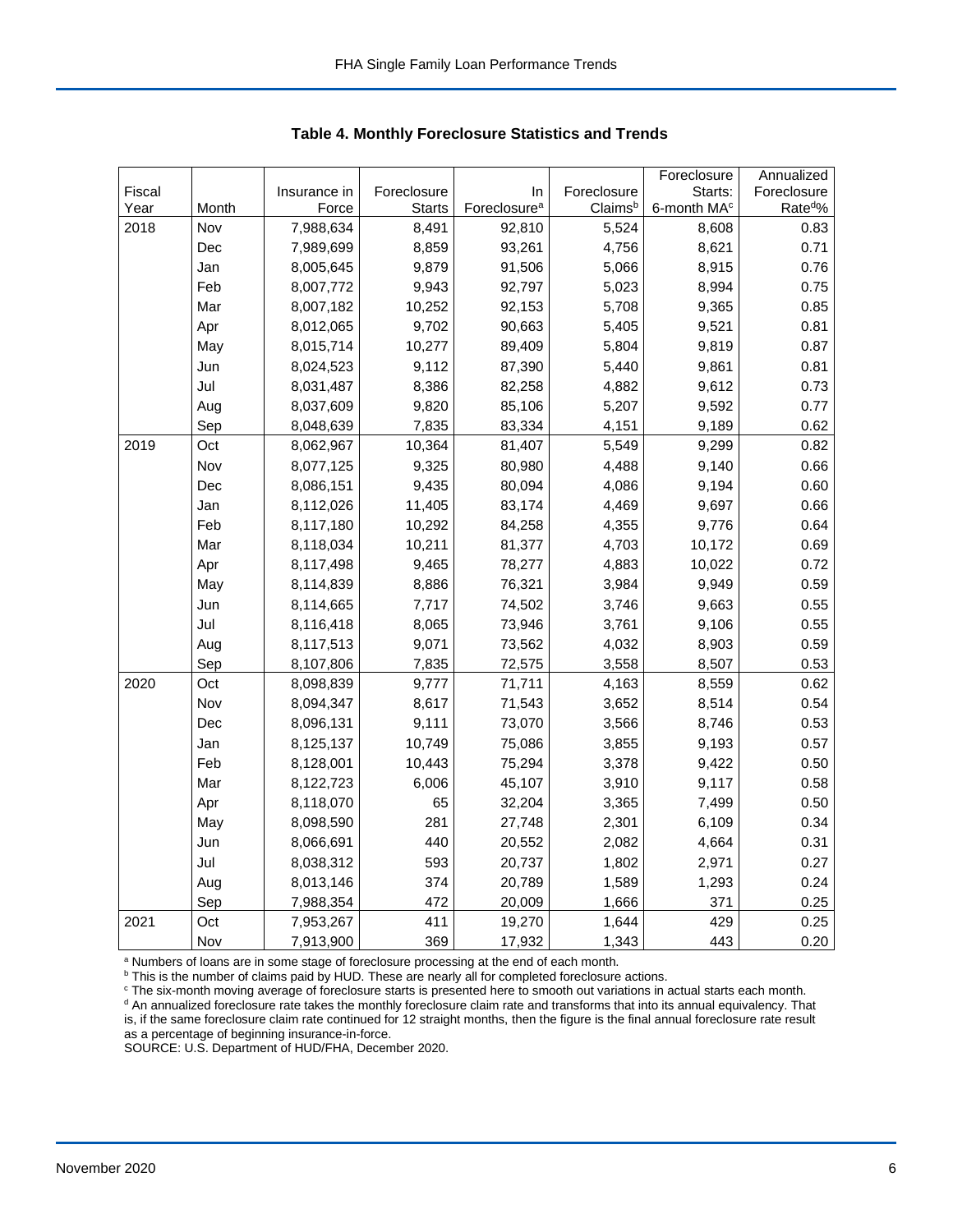**Table 4. Monthly Foreclosure Statistics and Trends**

| Fiscal Year | Month | Insurance in Force | Foreclosure Starts | In Foreclosure[a] | Foreclosure Claims[b] | Foreclosure Starts: 6-month MA[c] | Annualized Foreclosure Rate[d]% |
|---|---|---|---|---|---|---|---|
| 2018 | Nov | 7,988,634 | 8,491 | 92,810 | 5,524 | 8,608 | 0.83 |
| | Dec | 7,989,699 | 8,859 | 93,261 | 4,756 | 8,621 | 0.71 |
| | Jan | 8,005,645 | 9,879 | 91,506 | 5,066 | 8,915 | 0.76 |
| | Feb | 8,007,772 | 9,943 | 92,797 | 5,023 | 8,994 | 0.75 |
| | Mar | 8,007,182 | 10,252 | 92,153 | 5,708 | 9,365 | 0.85 |
| | Apr | 8,012,065 | 9,702 | 90,663 | 5,405 | 9,521 | 0.81 |
| | May | 8,015,714 | 10,277 | 89,409 | 5,804 | 9,819 | 0.87 |
| | Jun | 8,024,523 | 9,112 | 87,390 | 5,440 | 9,861 | 0.81 |
| | Jul | 8,031,487 | 8,386 | 82,258 | 4,882 | 9,612 | 0.73 |
| | Aug | 8,037,609 | 9,820 | 85,106 | 5,207 | 9,592 | 0.77 |
| | Sep | 8,048,639 | 7,835 | 83,334 | 4,151 | 9,189 | 0.62 |
| 2019 | Oct | 8,062,967 | 10,364 | 81,407 | 5,549 | 9,299 | 0.82 |
| | Nov | 8,077,125 | 9,325 | 80,980 | 4,488 | 9,140 | 0.66 |
| | Dec | 8,086,151 | 9,435 | 80,094 | 4,086 | 9,194 | 0.60 |
| | Jan | 8,112,026 | 11,405 | 83,174 | 4,469 | 9,697 | 0.66 |
| | Feb | 8,117,180 | 10,292 | 84,258 | 4,355 | 9,776 | 0.64 |
| | Mar | 8,118,034 | 10,211 | 81,377 | 4,703 | 10,172 | 0.69 |
| | Apr | 8,117,498 | 9,465 | 78,277 | 4,883 | 10,022 | 0.72 |
| | May | 8,114,839 | 8,886 | 76,321 | 3,984 | 9,949 | 0.59 |
| | Jun | 8,114,665 | 7,717 | 74,502 | 3,746 | 9,663 | 0.55 |
| | Jul | 8,116,418 | 8,065 | 73,946 | 3,761 | 9,106 | 0.55 |
| | Aug | 8,117,513 | 9,071 | 73,562 | 4,032 | 8,903 | 0.59 |
| | Sep | 8,107,806 | 7,835 | 72,575 | 3,558 | 8,507 | 0.53 |
| 2020 | Oct | 8,098,839 | 9,777 | 71,711 | 4,163 | 8,559 | 0.62 |
| | Nov | 8,094,347 | 8,617 | 71,543 | 3,652 | 8,514 | 0.54 |
| | Dec | 8,096,131 | 9,111 | 73,070 | 3,566 | 8,746 | 0.53 |
| | Jan | 8,125,137 | 10,749 | 75,086 | 3,855 | 9,193 | 0.57 |
| | Feb | 8,128,001 | 10,443 | 75,294 | 3,378 | 9,422 | 0.50 |
| | Mar | 8,122,723 | 6,006 | 45,107 | 3,910 | 9,117 | 0.58 |
| | Apr | 8,118,070 | 65 | 32,204 | 3,365 | 7,499 | 0.50 |
| | May | 8,098,590 | 281 | 27,748 | 2,301 | 6,109 | 0.34 |
| | Jun | 8,066,691 | 440 | 20,552 | 2,082 | 4,664 | 0.31 |
| | Jul | 8,038,312 | 593 | 20,737 | 1,802 | 2,971 | 0.27 |
| | Aug | 8,013,146 | 374 | 20,789 | 1,589 | 1,293 | 0.24 |
| | Sep | 7,988,354 | 472 | 20,009 | 1,666 | 371 | 0.25 |
| 2021 | Oct | 7,953,267 | 411 | 19,270 | 1,644 | 429 | 0.25 |
| | Nov | 7,913,900 | 369 | 17,932 | 1,343 | 443 | 0.20 |

[a] Numbers of loans are in some stage of foreclosure processing at the end of each month.
[b] This is the number of claims paid by HUD. These are nearly all for completed foreclosure actions.
[c] The six-month moving average of foreclosure starts is presented here to smooth out variations in actual starts each month.
[d] An annualized foreclosure rate takes the monthly foreclosure claim rate and transforms that into its annual equivalency. That is, if the same foreclosure claim rate continued for 12 straight months, then the figure is the final annual foreclosure rate result as a percentage of beginning insurance-in-force.
SOURCE: U.S. Department of HUD/FHA, December 2020.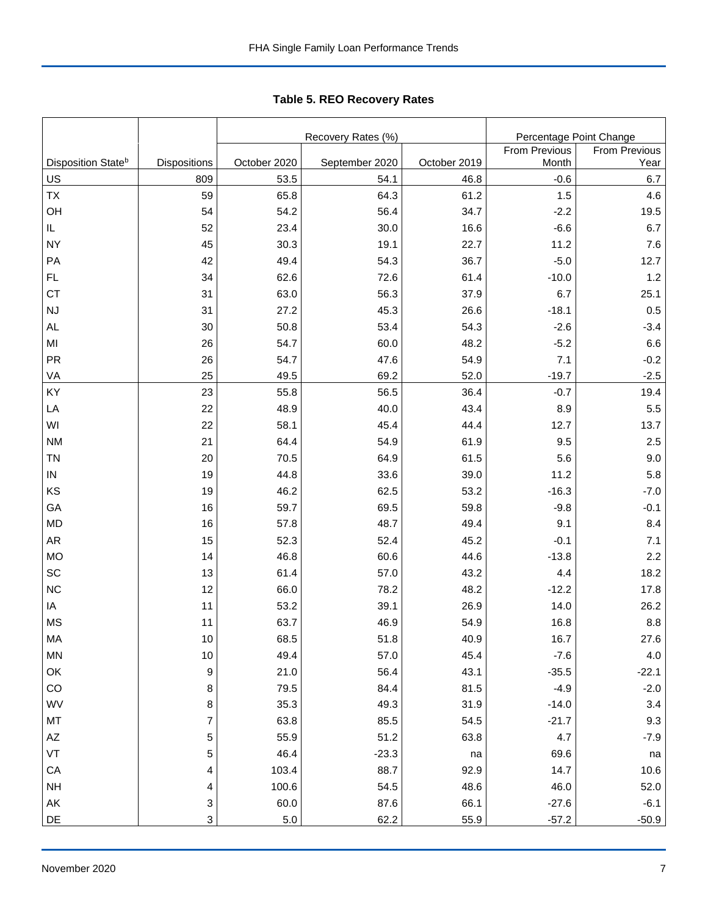# Table 5. REO Recovery Rates

| Disposition State[b] | Dispositions | Recovery Rates (%) | | | Percentage Point Change | |
|---|---|---|---|---|---|---|
| | | October 2020 | September 2020 | October 2019 | From Previous Month | From Previous Year |
| US | 809 | 53.5 | 54.1 | 46.8 | -0.6 | 6.7 |
| TX | 59 | 65.8 | 64.3 | 61.2 | 1.5 | 4.6 |
| OH | 54 | 54.2 | 56.4 | 34.7 | -2.2 | 19.5 |
| IL | 52 | 23.4 | 30.0 | 16.6 | -6.6 | 6.7 |
| NY | 45 | 30.3 | 19.1 | 22.7 | 11.2 | 7.6 |
| PA | 42 | 49.4 | 54.3 | 36.7 | -5.0 | 12.7 |
| FL | 34 | 62.6 | 72.6 | 61.4 | -10.0 | 1.2 |
| CT | 31 | 63.0 | 56.3 | 37.9 | 6.7 | 25.1 |
| NJ | 31 | 27.2 | 45.3 | 26.6 | -18.1 | 0.5 |
| AL | 30 | 50.8 | 53.4 | 54.3 | -2.6 | -3.4 |
| MI | 26 | 54.7 | 60.0 | 48.2 | -5.2 | 6.6 |
| PR | 26 | 54.7 | 47.6 | 54.9 | 7.1 | -0.2 |
| VA | 25 | 49.5 | 69.2 | 52.0 | -19.7 | -2.5 |
| KY | 23 | 55.8 | 56.5 | 36.4 | -0.7 | 19.4 |
| LA | 22 | 48.9 | 40.0 | 43.4 | 8.9 | 5.5 |
| WI | 22 | 58.1 | 45.4 | 44.4 | 12.7 | 13.7 |
| NM | 21 | 64.4 | 54.9 | 61.9 | 9.5 | 2.5 |
| TN | 20 | 70.5 | 64.9 | 61.5 | 5.6 | 9.0 |
| IN | 19 | 44.8 | 33.6 | 39.0 | 11.2 | 5.8 |
| KS | 19 | 46.2 | 62.5 | 53.2 | -16.3 | -7.0 |
| GA | 16 | 59.7 | 69.5 | 59.8 | -9.8 | -0.1 |
| MD | 16 | 57.8 | 48.7 | 49.4 | 9.1 | 8.4 |
| AR | 15 | 52.3 | 52.4 | 45.2 | -0.1 | 7.1 |
| MO | 14 | 46.8 | 60.6 | 44.6 | -13.8 | 2.2 |
| SC | 13 | 61.4 | 57.0 | 43.2 | 4.4 | 18.2 |
| NC | 12 | 66.0 | 78.2 | 48.2 | -12.2 | 17.8 |
| IA | 11 | 53.2 | 39.1 | 26.9 | 14.0 | 26.2 |
| MS | 11 | 63.7 | 46.9 | 54.9 | 16.8 | 8.8 |
| MA | 10 | 68.5 | 51.8 | 40.9 | 16.7 | 27.6 |
| MN | 10 | 49.4 | 57.0 | 45.4 | -7.6 | 4.0 |
| OK | 9 | 21.0 | 56.4 | 43.1 | -35.5 | -22.1 |
| CO | 8 | 79.5 | 84.4 | 81.5 | -4.9 | -2.0 |
| WV | 8 | 35.3 | 49.3 | 31.9 | -14.0 | 3.4 |
| MT | 7 | 63.8 | 85.5 | 54.5 | -21.7 | 9.3 |
| AZ | 5 | 55.9 | 51.2 | 63.8 | 4.7 | -7.9 |
| VT | 5 | 46.4 | -23.3 | na | 69.6 | na |
| CA | 4 | 103.4 | 88.7 | 92.9 | 14.7 | 10.6 |
| NH | 4 | 100.6 | 54.5 | 48.6 | 46.0 | 52.0 |
| AK | 3 | 60.0 | 87.6 | 66.1 | -27.6 | -6.1 |
| DE | 3 | 5.0 | 62.2 | 55.9 | -57.2 | -50.9 |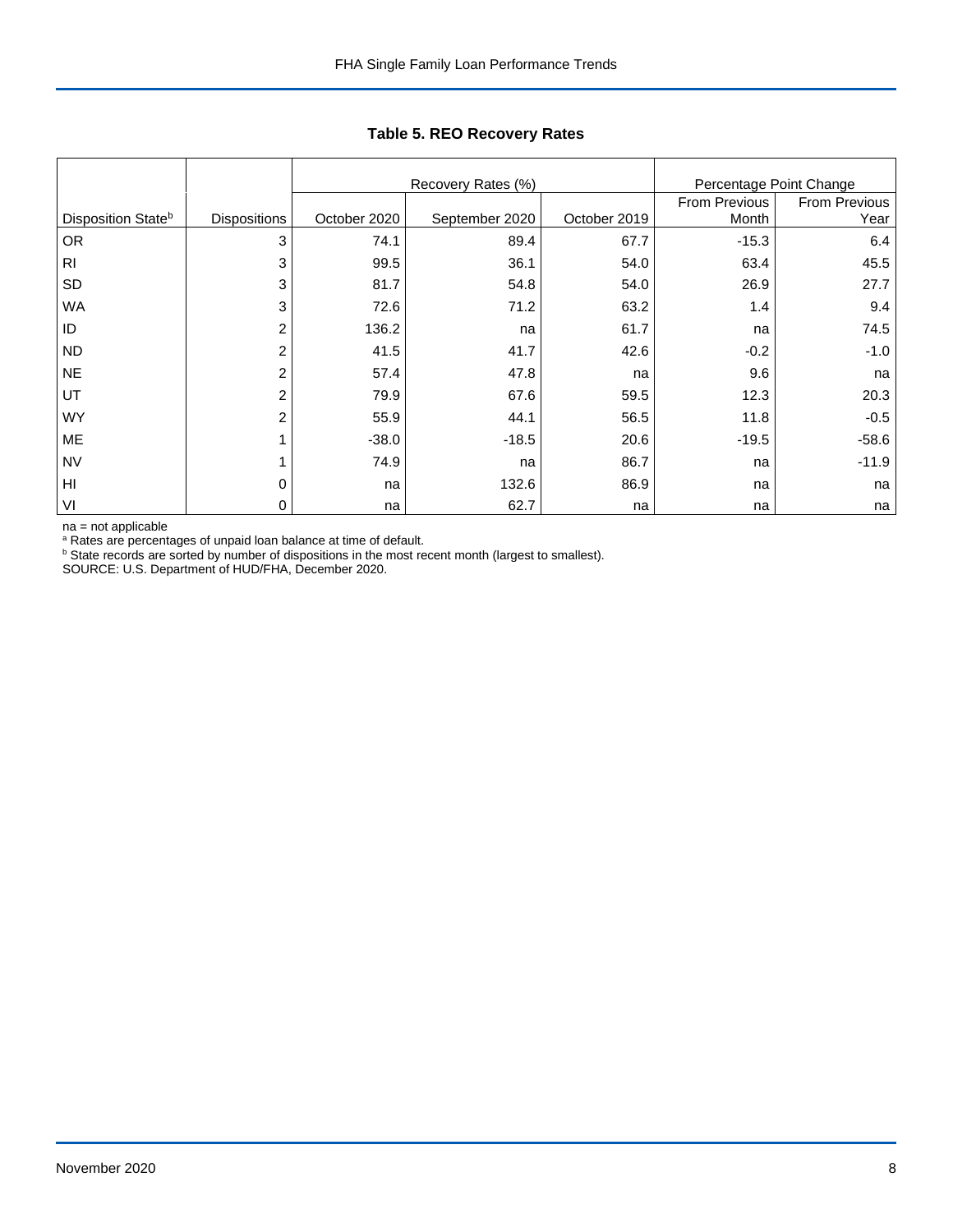## Table 5. REO Recovery Rates

| | | Recovery Rates (%) | | | Percentage Point Change | |
|---|---|---|---|---|---|---|
| Disposition State[b] | Dispositions | October 2020 | September 2020 | October 2019 | From Previous Month | From Previous Year |
| OR | 3 | 74.1 | 89.4 | 67.7 | -15.3 | 6.4 |
| RI | 3 | 99.5 | 36.1 | 54.0 | 63.4 | 45.5 |
| SD | 3 | 81.7 | 54.8 | 54.0 | 26.9 | 27.7 |
| WA | 3 | 72.6 | 71.2 | 63.2 | 1.4 | 9.4 |
| ID | 2 | 136.2 | na | 61.7 | na | 74.5 |
| ND | 2 | 41.5 | 41.7 | 42.6 | -0.2 | -1.0 |
| NE | 2 | 57.4 | 47.8 | na | 9.6 | na |
| UT | 2 | 79.9 | 67.6 | 59.5 | 12.3 | 20.3 |
| WY | 2 | 55.9 | 44.1 | 56.5 | 11.8 | -0.5 |
| ME | 1 | -38.0 | -18.5 | 20.6 | -19.5 | -58.6 |
| NV | 1 | 74.9 | na | 86.7 | na | -11.9 |
| HI | 0 | na | 132.6 | 86.9 | na | na |
| VI | 0 | na | 62.7 | na | na | na |

na = not applicable

[a] Rates are percentages of unpaid loan balance at time of default.

[b] State records are sorted by number of dispositions in the most recent month (largest to smallest).

SOURCE: U.S. Department of HUD/FHA, December 2020.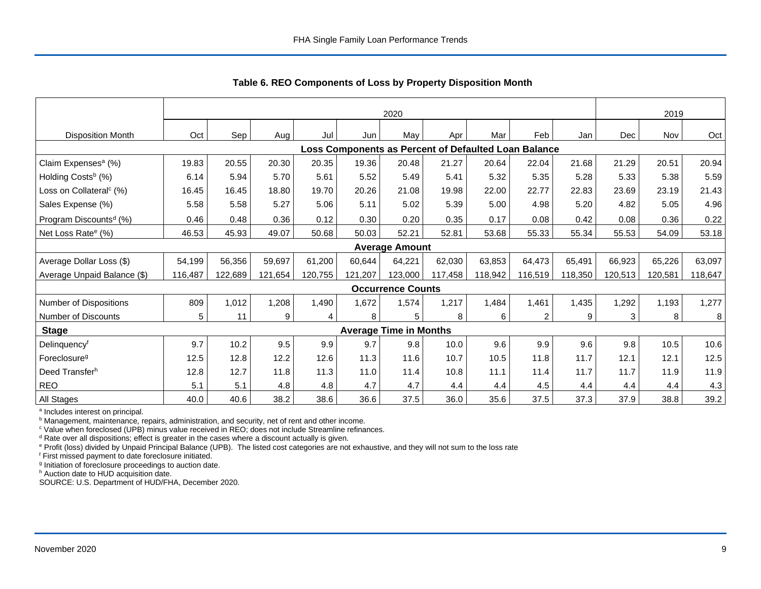### Table 6. REO Components of Loss by Property Disposition Month

| | 2020 | | | | | | | | | | 2019 | | |
|---|---|---|---|---|---|---|---|---|---|---|---|---|---|
| Disposition Month | Oct | Sep | Aug | Jul | Jun | May | Apr | Mar | Feb | Jan | Dec | Nov | Oct |
| **Loss Components as Percent of Defaulted Loan Balance** | | | | | | | | | | | | | |
| Claim Expenses[a] (%) | 19.83 | 20.55 | 20.30 | 20.35 | 19.36 | 20.48 | 21.27 | 20.64 | 22.04 | 21.68 | 21.29 | 20.51 | 20.94 |
| Holding Costs[b] (%) | 6.14 | 5.94 | 5.70 | 5.61 | 5.52 | 5.49 | 5.41 | 5.32 | 5.35 | 5.28 | 5.33 | 5.38 | 5.59 |
| Loss on Collateral[c] (%) | 16.45 | 16.45 | 18.80 | 19.70 | 20.26 | 21.08 | 19.98 | 22.00 | 22.77 | 22.83 | 23.69 | 23.19 | 21.43 |
| Sales Expense (%) | 5.58 | 5.58 | 5.27 | 5.06 | 5.11 | 5.02 | 5.39 | 5.00 | 4.98 | 5.20 | 4.82 | 5.05 | 4.96 |
| Program Discounts[d] (%) | 0.46 | 0.48 | 0.36 | 0.12 | 0.30 | 0.20 | 0.35 | 0.17 | 0.08 | 0.42 | 0.08 | 0.36 | 0.22 |
| Net Loss Rate[e] (%) | 46.53 | 45.93 | 49.07 | 50.68 | 50.03 | 52.21 | 52.81 | 53.68 | 55.33 | 55.34 | 55.53 | 54.09 | 53.18 |
| **Average Amount** | | | | | | | | | | | | | |
| Average Dollar Loss ($) | 54,199 | 56,356 | 59,697 | 61,200 | 60,644 | 64,221 | 62,030 | 63,853 | 64,473 | 65,491 | 66,923 | 65,226 | 63,097 |
| Average Unpaid Balance ($) | 116,487 | 122,689 | 121,654 | 120,755 | 121,207 | 123,000 | 117,458 | 118,942 | 116,519 | 118,350 | 120,513 | 120,581 | 118,647 |
| **Occurrence Counts** | | | | | | | | | | | | | |
| Number of Dispositions | 809 | 1,012 | 1,208 | 1,490 | 1,672 | 1,574 | 1,217 | 1,484 | 1,461 | 1,435 | 1,292 | 1,193 | 1,277 |
| Number of Discounts | 5 | 11 | 9 | 4 | 8 | 5 | 8 | 6 | 2 | 9 | 3 | 8 | 8 |
| **Stage** | **Average Time in Months** | | | | | | | | | | | | |
| Delinquency[f] | 9.7 | 10.2 | 9.5 | 9.9 | 9.7 | 9.8 | 10.0 | 9.6 | 9.9 | 9.6 | 9.8 | 10.5 | 10.6 |
| Foreclosure[g] | 12.5 | 12.8 | 12.2 | 12.6 | 11.3 | 11.6 | 10.7 | 10.5 | 11.8 | 11.7 | 12.1 | 12.1 | 12.5 |
| Deed Transfer[h] | 12.8 | 12.7 | 11.8 | 11.3 | 11.0 | 11.4 | 10.8 | 11.1 | 11.4 | 11.7 | 11.7 | 11.9 | 11.9 |
| REO | 5.1 | 5.1 | 4.8 | 4.8 | 4.7 | 4.7 | 4.4 | 4.4 | 4.5 | 4.4 | 4.4 | 4.4 | 4.3 |
| All Stages | 40.0 | 40.6 | 38.2 | 38.6 | 36.6 | 37.5 | 36.0 | 35.6 | 37.5 | 37.3 | 37.9 | 38.8 | 39.2 |

[a] Includes interest on principal.
[b] Management, maintenance, repairs, administration, and security, net of rent and other income.
[c] Value when foreclosed (UPB) minus value received in REO; does not include Streamline refinances.
[d] Rate over all dispositions; effect is greater in the cases where a discount actually is given.
[e] Profit (loss) divided by Unpaid Principal Balance (UPB). The listed cost categories are not exhaustive, and they will not sum to the loss rate
[f] First missed payment to date foreclosure initiated.
[g] Initiation of foreclosure proceedings to auction date.
[h] Auction date to HUD acquisition date.
SOURCE: U.S. Department of HUD/FHA, December 2020.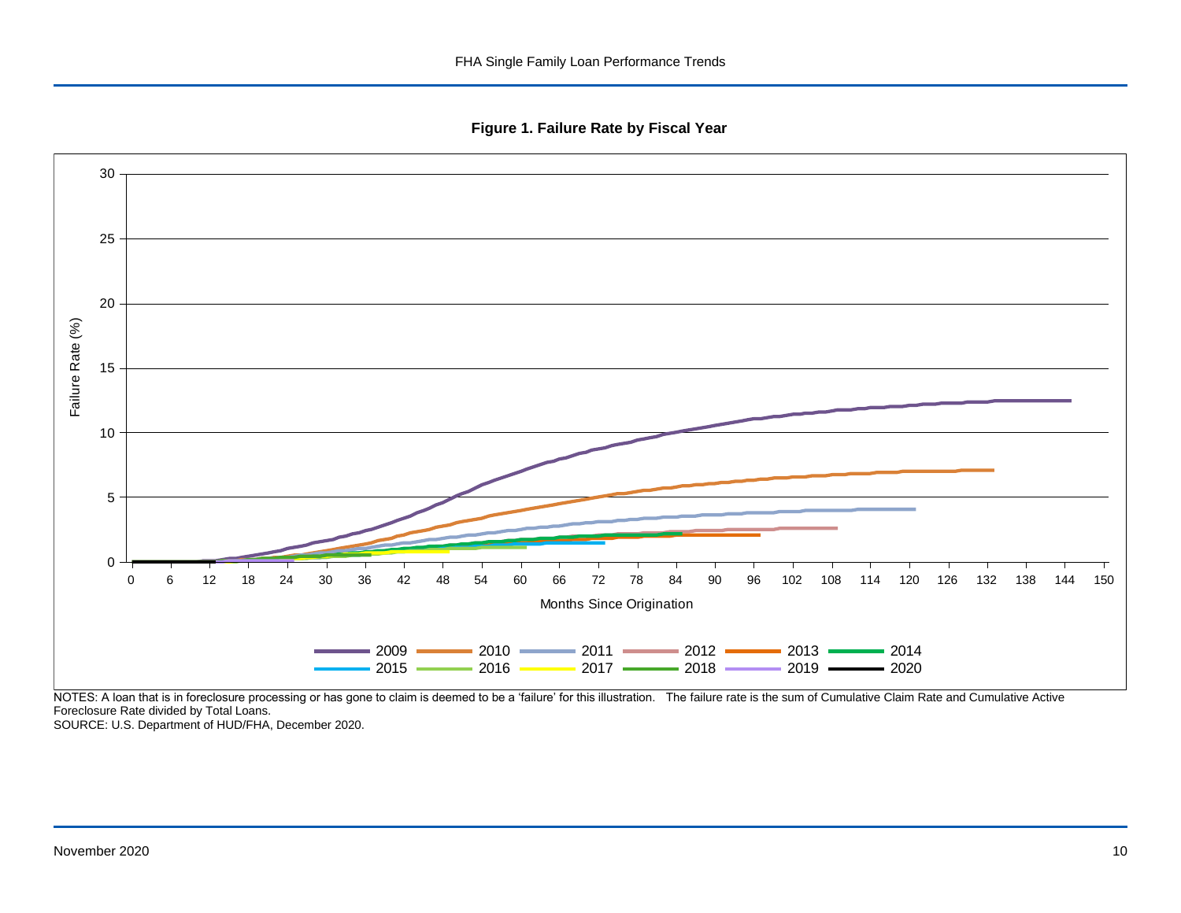**Figure 1. Failure Rate by Fiscal Year**

Failure Rate (%)

30
25
20
15
10
5
0

0 6 12 18 24 30 36 42 48 54 60 66 72 78 84 90 96 102 108 114 120 126 132 138 144 150

Months Since Origination

2009 2010 2011 2012 2013 2014
2015 2016 2017 2018 2019 2020

NOTES: A loan that is in foreclosure processing or has gone to claim is deemed to be a 'failure' for this illustration. The failure rate is the sum of Cumulative Claim Rate and Cumulative Active Foreclosure Rate divided by Total Loans.

SOURCE: U.S. Department of HUD/FHA, December 2020.